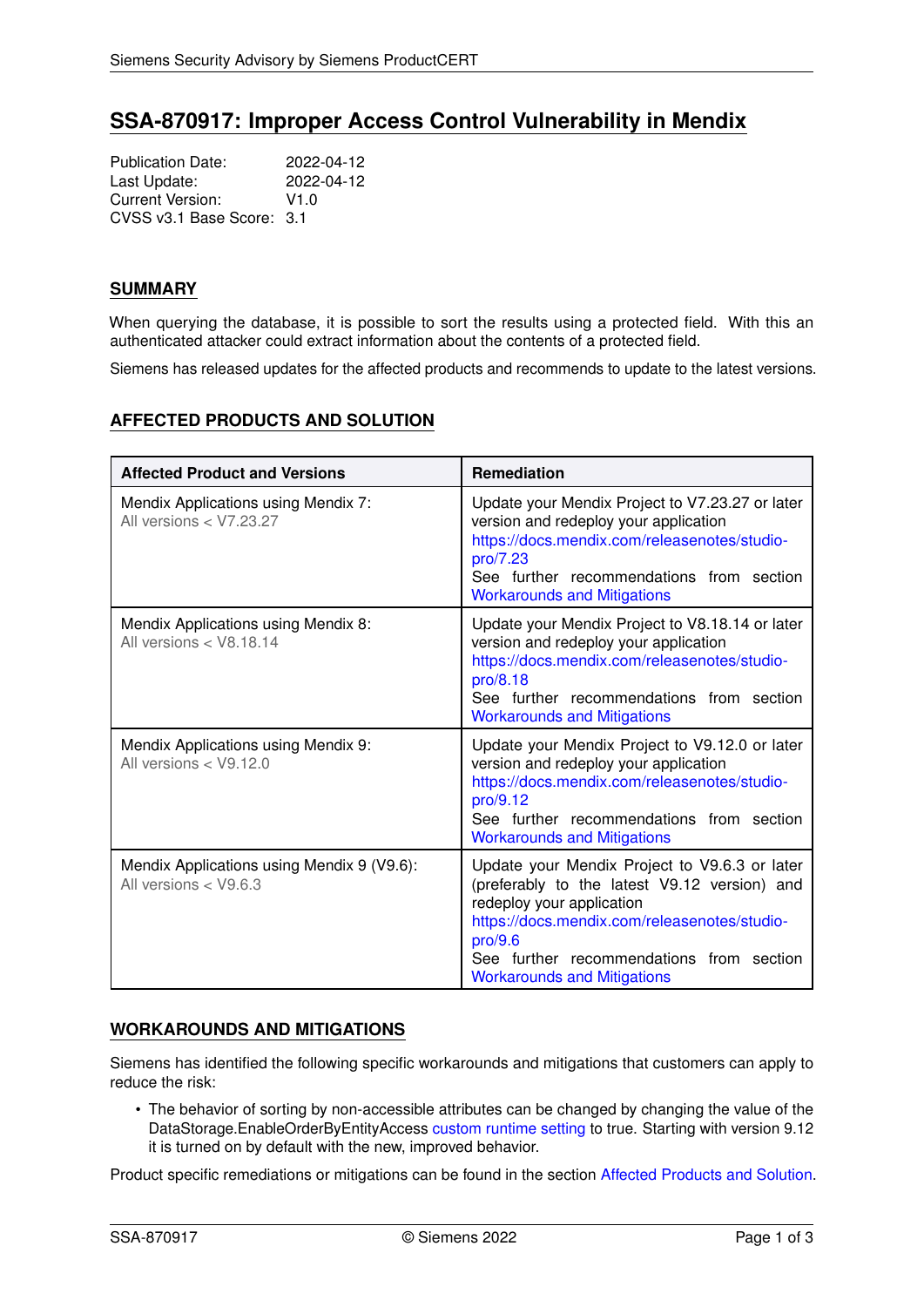# SSA-870917: Improper Access Control Vulnerability in Mendix

Publication Date: 2022-04-12
Last Update: 2022-04-12
Current Version: V1.0
CVSS v3.1 Base Score: 3.1

## SUMMARY

When querying the database, it is possible to sort the results using a protected field. With this an authenticated attacker could extract information about the contents of a protected field.

Siemens has released updates for the affected products and recommends to update to the latest versions.

## AFFECTED PRODUCTS AND SOLUTION

| Affected Product and Versions | Remediation |
| --- | --- |
| Mendix Applications using Mendix 7: All versions < V7.23.27 | Update your Mendix Project to V7.23.27 or later version and redeploy your application https://docs.mendix.com/releasenotes/studio-pro/7.23 See further recommendations from section Workarounds and Mitigations |
| Mendix Applications using Mendix 8: All versions < V8.18.14 | Update your Mendix Project to V8.18.14 or later version and redeploy your application https://docs.mendix.com/releasenotes/studio-pro/8.18 See further recommendations from section Workarounds and Mitigations |
| Mendix Applications using Mendix 9: All versions < V9.12.0 | Update your Mendix Project to V9.12.0 or later version and redeploy your application https://docs.mendix.com/releasenotes/studio-pro/9.12 See further recommendations from section Workarounds and Mitigations |
| Mendix Applications using Mendix 9 (V9.6): All versions < V9.6.3 | Update your Mendix Project to V9.6.3 or later (preferably to the latest V9.12 version) and redeploy your application https://docs.mendix.com/releasenotes/studio-pro/9.6 See further recommendations from section Workarounds and Mitigations |

## WORKAROUNDS AND MITIGATIONS

Siemens has identified the following specific workarounds and mitigations that customers can apply to reduce the risk:

- The behavior of sorting by non-accessible attributes can be changed by changing the value of the DataStorage.EnableOrderByEntityAccess custom runtime setting to true. Starting with version 9.12 it is turned on by default with the new, improved behavior.

Product specific remediations or mitigations can be found in the section Affected Products and Solution.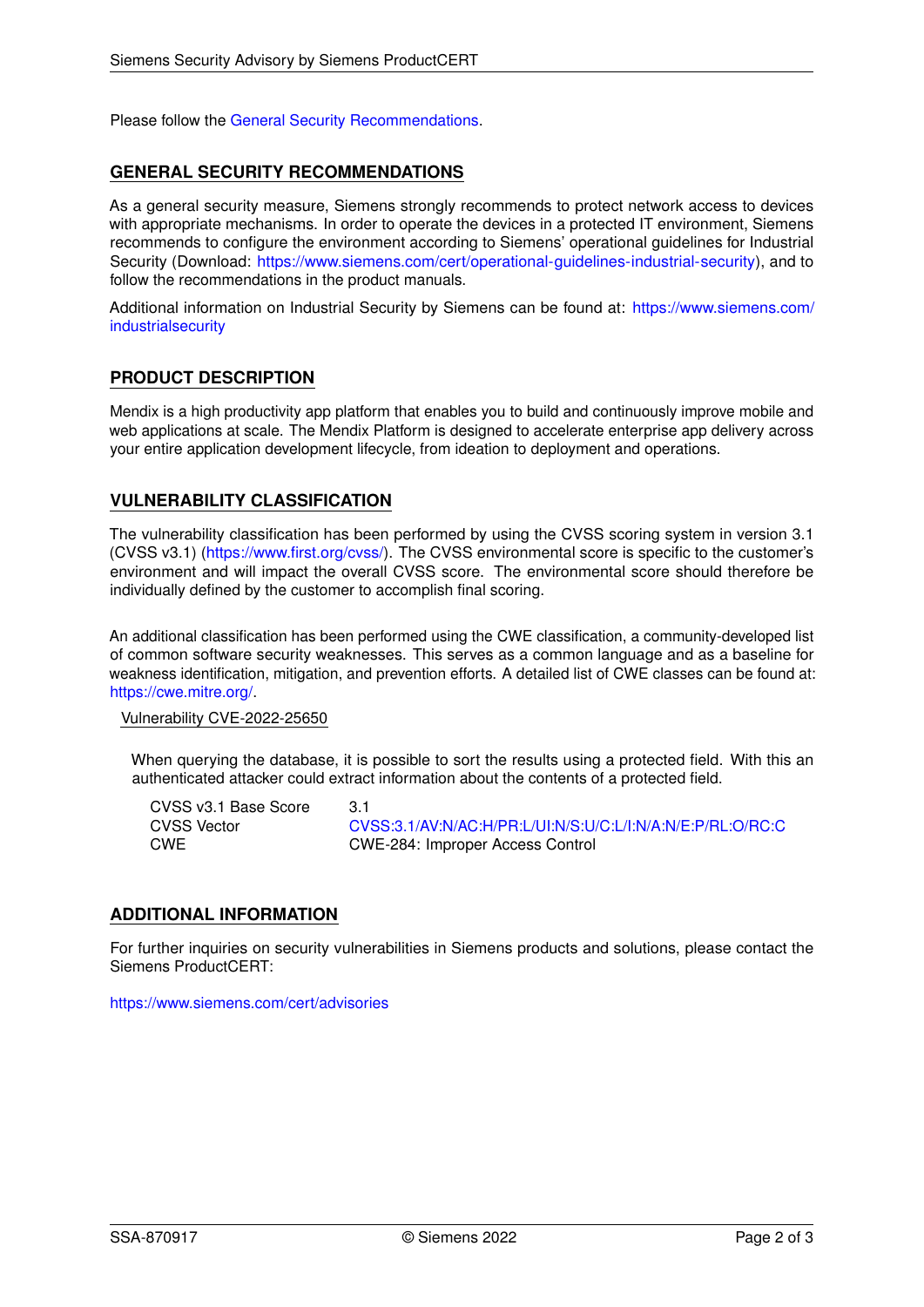Please follow the General Security Recommendations.

## GENERAL SECURITY RECOMMENDATIONS

As a general security measure, Siemens strongly recommends to protect network access to devices with appropriate mechanisms. In order to operate the devices in a protected IT environment, Siemens recommends to configure the environment according to Siemens' operational guidelines for Industrial Security (Download: https://www.siemens.com/cert/operational-guidelines-industrial-security), and to follow the recommendations in the product manuals.

Additional information on Industrial Security by Siemens can be found at: https://www.siemens.com/industrialsecurity

## PRODUCT DESCRIPTION

Mendix is a high productivity app platform that enables you to build and continuously improve mobile and web applications at scale. The Mendix Platform is designed to accelerate enterprise app delivery across your entire application development lifecycle, from ideation to deployment and operations.

## VULNERABILITY CLASSIFICATION

The vulnerability classification has been performed by using the CVSS scoring system in version 3.1 (CVSS v3.1) (https://www.first.org/cvss/). The CVSS environmental score is specific to the customer's environment and will impact the overall CVSS score. The environmental score should therefore be individually defined by the customer to accomplish final scoring.

An additional classification has been performed using the CWE classification, a community-developed list of common software security weaknesses. This serves as a common language and as a baseline for weakness identification, mitigation, and prevention efforts. A detailed list of CWE classes can be found at: https://cwe.mitre.org/.

### Vulnerability CVE-2022-25650

When querying the database, it is possible to sort the results using a protected field. With this an authenticated attacker could extract information about the contents of a protected field.

| | |
|---|---|
| CVSS v3.1 Base Score | 3.1 |
| CVSS Vector | CVSS:3.1/AV:N/AC:H/PR:L/UI:N/S:U/C:L/I:N/A:N/E:P/RL:O/RC:C |
| CWE | CWE-284: Improper Access Control |

## ADDITIONAL INFORMATION

For further inquiries on security vulnerabilities in Siemens products and solutions, please contact the Siemens ProductCERT:

https://www.siemens.com/cert/advisories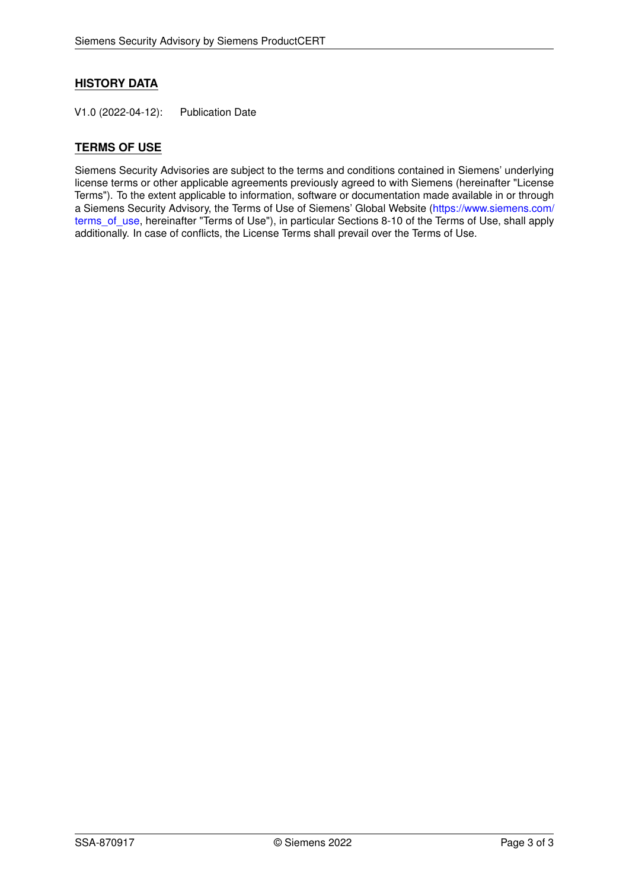## HISTORY DATA

V1.0 (2022-04-12): Publication Date

## TERMS OF USE

Siemens Security Advisories are subject to the terms and conditions contained in Siemens' underlying license terms or other applicable agreements previously agreed to with Siemens (hereinafter "License Terms"). To the extent applicable to information, software or documentation made available in or through a Siemens Security Advisory, the Terms of Use of Siemens' Global Website (https://www.siemens.com/terms_of_use, hereinafter "Terms of Use"), in particular Sections 8-10 of the Terms of Use, shall apply additionally. In case of conflicts, the License Terms shall prevail over the Terms of Use.